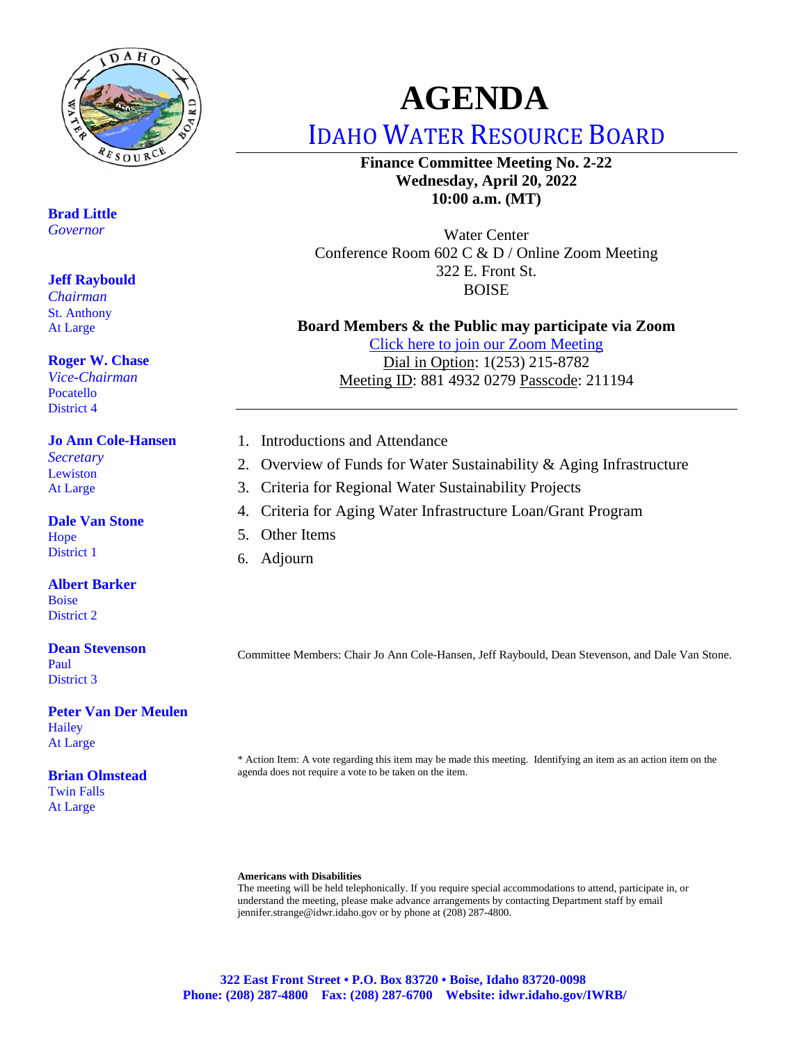# AGENDA

## IDAHO WATER RESOURCE BOARD

**Finance Committee Meeting No. 2-22**
**Wednesday, April 20, 2022**
**10:00 a.m. (MT)**

Water Center
Conference Room 602 C & D / Online Zoom Meeting
322 E. Front St.
BOISE

**Board Members & the Public may participate via Zoom**
Click here to join our Zoom Meeting
Dial in Option: 1(253) 215-8782
Meeting ID: 881 4932 0279 Passcode: 211194

**Brad Little**
*Governor*

**Jeff Raybould**
*Chairman*
St. Anthony
At Large

**Roger W. Chase**
*Vice-Chairman*
Pocatello
District 4

**Jo Ann Cole-Hansen**
*Secretary*
Lewiston
At Large

**Dale Van Stone**
Hope
District 1

**Albert Barker**
Boise
District 2

**Dean Stevenson**
Paul
District 3

**Peter Van Der Meulen**
Hailey
At Large

**Brian Olmstead**
Twin Falls
At Large

1. Introductions and Attendance
2. Overview of Funds for Water Sustainability & Aging Infrastructure
3. Criteria for Regional Water Sustainability Projects
4. Criteria for Aging Water Infrastructure Loan/Grant Program
5. Other Items
6. Adjourn

Committee Members: Chair Jo Ann Cole-Hansen, Jeff Raybould, Dean Stevenson, and Dale Van Stone.

* Action Item: A vote regarding this item may be made this meeting. Identifying an item as an action item on the agenda does not require a vote to be taken on the item.

**Americans with Disabilities**
The meeting will be held telephonically. If you require special accommodations to attend, participate in, or understand the meeting, please make advance arrangements by contacting Department staff by email jennifer.strange@idwr.idaho.gov or by phone at (208) 287-4800.

**322 East Front Street • P.O. Box 83720 • Boise, Idaho 83720-0098**
**Phone: (208) 287-4800 Fax: (208) 287-6700 Website: idwr.idaho.gov/IWRB/**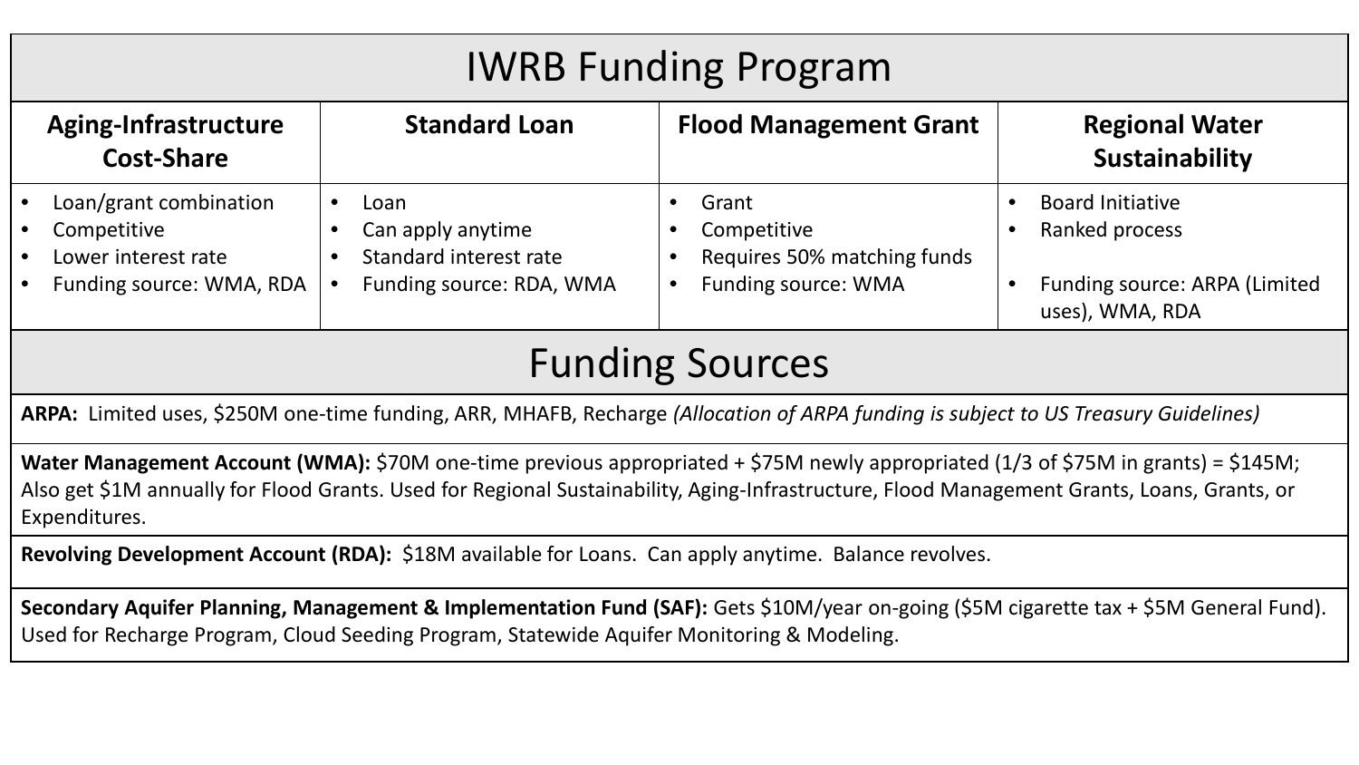# IWRB Funding Program

| Aging-Infrastructure Cost-Share | Standard Loan | Flood Management Grant | Regional Water Sustainability |
|---|---|---|---|
| • Loan/grant combination<br>• Competitive<br>• Lower interest rate<br>• Funding source: WMA, RDA | • Loan<br>• Can apply anytime<br>• Standard interest rate<br>• Funding source: RDA, WMA | • Grant<br>• Competitive<br>• Requires 50% matching funds<br>• Funding source: WMA | • Board Initiative<br>• Ranked process<br><br>• Funding source: ARPA (Limited uses), WMA, RDA |

# Funding Sources

**ARPA:** Limited uses, $250M one-time funding, ARR, MHAFB, Recharge *(Allocation of ARPA funding is subject to US Treasury Guidelines)*

**Water Management Account (WMA):** $70M one-time previous appropriated + $75M newly appropriated (1/3 of $75M in grants) = $145M; Also get $1M annually for Flood Grants. Used for Regional Sustainability, Aging-Infrastructure, Flood Management Grants, Loans, Grants, or Expenditures.

**Revolving Development Account (RDA):** $18M available for Loans. Can apply anytime. Balance revolves.

**Secondary Aquifer Planning, Management & Implementation Fund (SAF):** Gets $10M/year on-going ($5M cigarette tax + $5M General Fund). Used for Recharge Program, Cloud Seeding Program, Statewide Aquifer Monitoring & Modeling.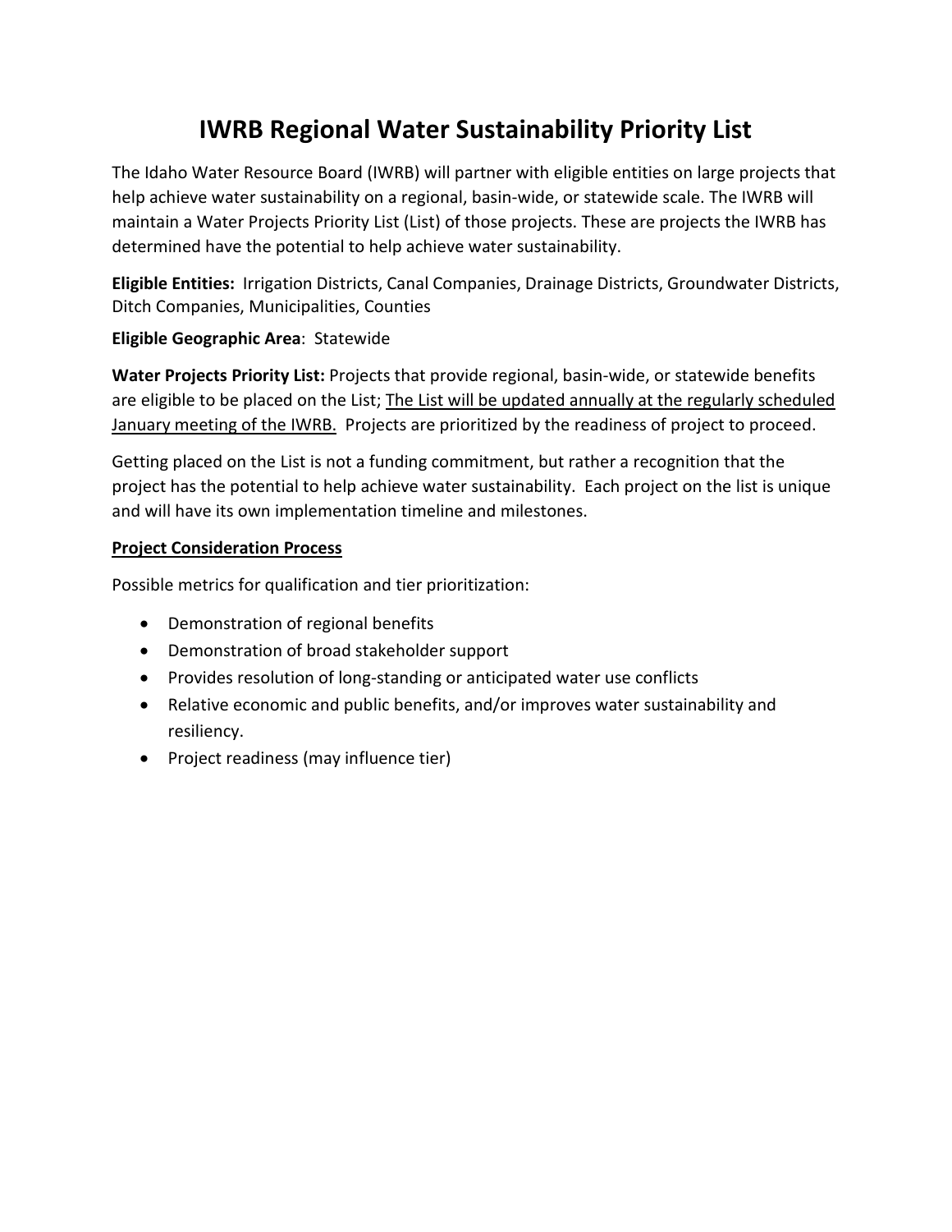# IWRB Regional Water Sustainability Priority List

The Idaho Water Resource Board (IWRB) will partner with eligible entities on large projects that help achieve water sustainability on a regional, basin-wide, or statewide scale. The IWRB will maintain a Water Projects Priority List (List) of those projects. These are projects the IWRB has determined have the potential to help achieve water sustainability.

**Eligible Entities:** Irrigation Districts, Canal Companies, Drainage Districts, Groundwater Districts, Ditch Companies, Municipalities, Counties

**Eligible Geographic Area**: Statewide

**Water Projects Priority List:** Projects that provide regional, basin-wide, or statewide benefits are eligible to be placed on the List; <u>The List will be updated annually at the regularly scheduled January meeting of the IWRB.</u> Projects are prioritized by the readiness of project to proceed.

Getting placed on the List is not a funding commitment, but rather a recognition that the project has the potential to help achieve water sustainability. Each project on the list is unique and will have its own implementation timeline and milestones.

**<u>Project Consideration Process</u>**

Possible metrics for qualification and tier prioritization:

- Demonstration of regional benefits
- Demonstration of broad stakeholder support
- Provides resolution of long-standing or anticipated water use conflicts
- Relative economic and public benefits, and/or improves water sustainability and resiliency.
- Project readiness (may influence tier)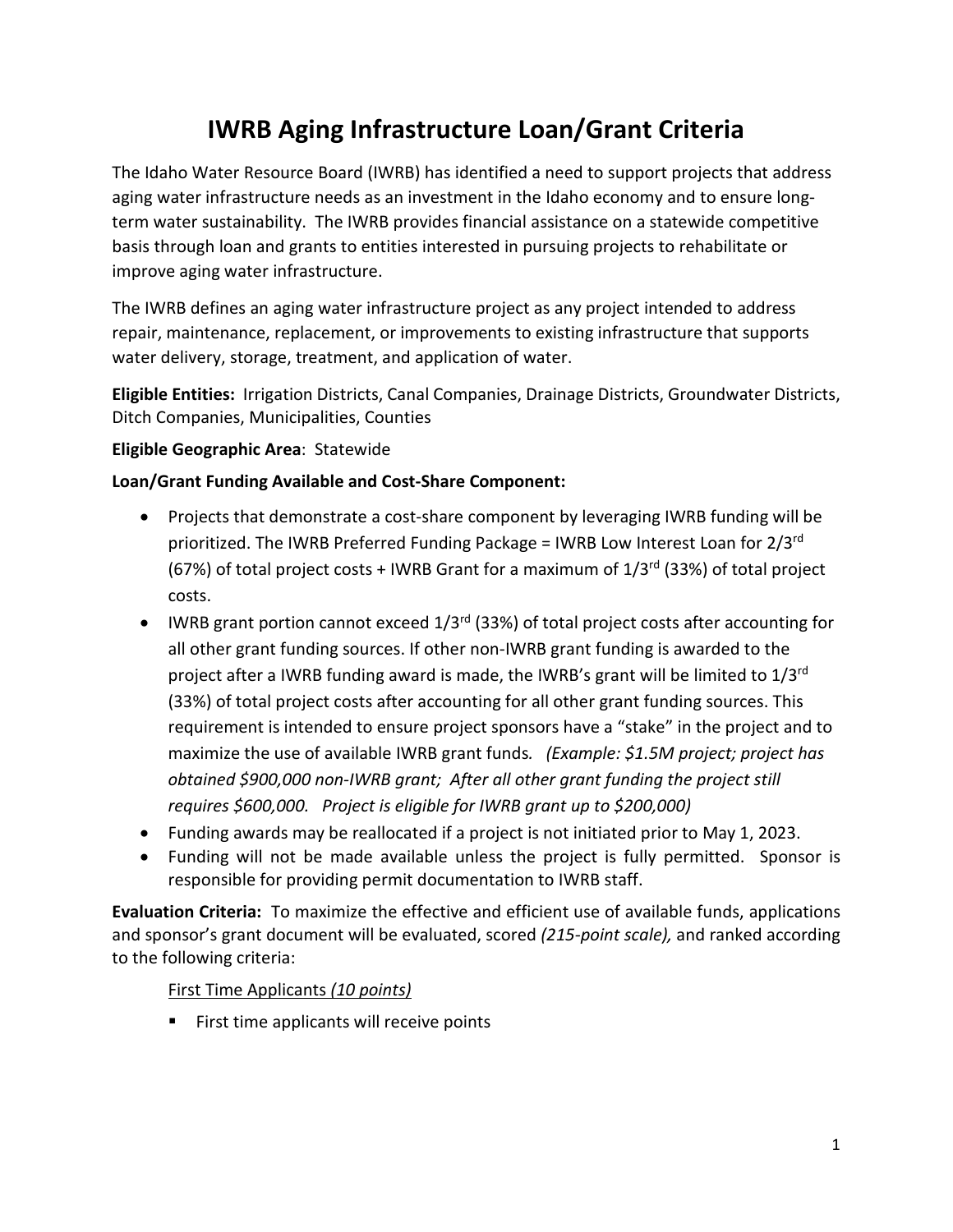# IWRB Aging Infrastructure Loan/Grant Criteria

The Idaho Water Resource Board (IWRB) has identified a need to support projects that address aging water infrastructure needs as an investment in the Idaho economy and to ensure long-term water sustainability. The IWRB provides financial assistance on a statewide competitive basis through loan and grants to entities interested in pursuing projects to rehabilitate or improve aging water infrastructure.

The IWRB defines an aging water infrastructure project as any project intended to address repair, maintenance, replacement, or improvements to existing infrastructure that supports water delivery, storage, treatment, and application of water.

**Eligible Entities:** Irrigation Districts, Canal Companies, Drainage Districts, Groundwater Districts, Ditch Companies, Municipalities, Counties

**Eligible Geographic Area**: Statewide

**Loan/Grant Funding Available and Cost-Share Component:**

- Projects that demonstrate a cost-share component by leveraging IWRB funding will be prioritized. The IWRB Preferred Funding Package = IWRB Low Interest Loan for 2/3rd (67%) of total project costs + IWRB Grant for a maximum of 1/3rd (33%) of total project costs.
- IWRB grant portion cannot exceed 1/3rd (33%) of total project costs after accounting for all other grant funding sources. If other non-IWRB grant funding is awarded to the project after a IWRB funding award is made, the IWRB's grant will be limited to 1/3rd (33%) of total project costs after accounting for all other grant funding sources. This requirement is intended to ensure project sponsors have a "stake" in the project and to maximize the use of available IWRB grant funds*. (Example: $1.5M project; project has obtained $900,000 non-IWRB grant; After all other grant funding the project still requires $600,000. Project is eligible for IWRB grant up to $200,000)*
- Funding awards may be reallocated if a project is not initiated prior to May 1, 2023.
- Funding will not be made available unless the project is fully permitted. Sponsor is responsible for providing permit documentation to IWRB staff.

**Evaluation Criteria:** To maximize the effective and efficient use of available funds, applications and sponsor's grant document will be evaluated, scored *(215-point scale),* and ranked according to the following criteria:

First Time Applicants *(10 points)*

- First time applicants will receive points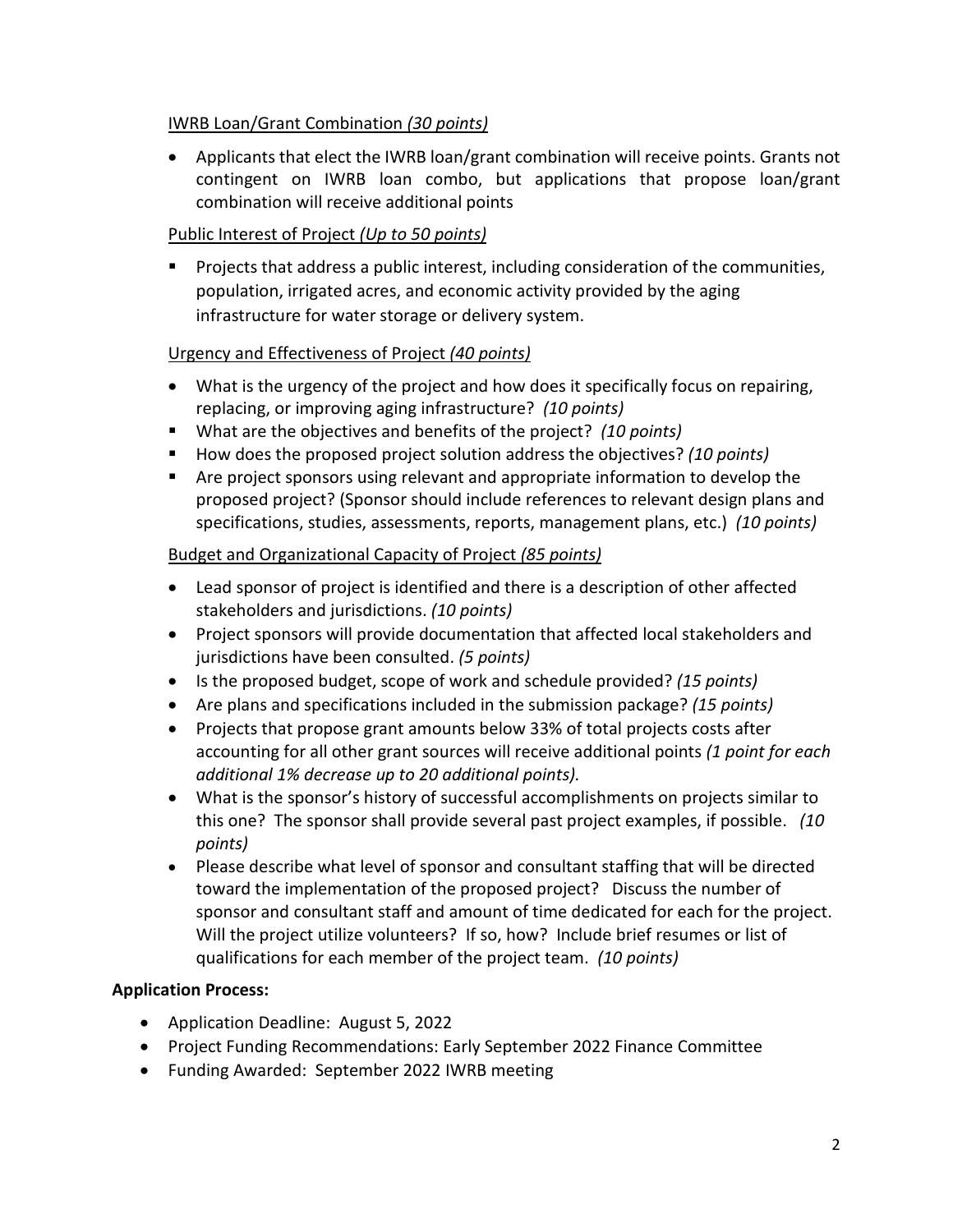IWRB Loan/Grant Combination *(30 points)*

- Applicants that elect the IWRB loan/grant combination will receive points. Grants not contingent on IWRB loan combo, but applications that propose loan/grant combination will receive additional points

Public Interest of Project *(Up to 50 points)*

- Projects that address a public interest, including consideration of the communities, population, irrigated acres, and economic activity provided by the aging infrastructure for water storage or delivery system.

Urgency and Effectiveness of Project *(40 points)*

- What is the urgency of the project and how does it specifically focus on repairing, replacing, or improving aging infrastructure? *(10 points)*
- What are the objectives and benefits of the project? *(10 points)*
- How does the proposed project solution address the objectives? *(10 points)*
- Are project sponsors using relevant and appropriate information to develop the proposed project? (Sponsor should include references to relevant design plans and specifications, studies, assessments, reports, management plans, etc.) *(10 points)*

Budget and Organizational Capacity of Project *(85 points)*

- Lead sponsor of project is identified and there is a description of other affected stakeholders and jurisdictions. *(10 points)*
- Project sponsors will provide documentation that affected local stakeholders and jurisdictions have been consulted. *(5 points)*
- Is the proposed budget, scope of work and schedule provided? *(15 points)*
- Are plans and specifications included in the submission package? *(15 points)*
- Projects that propose grant amounts below 33% of total projects costs after accounting for all other grant sources will receive additional points *(1 point for each additional 1% decrease up to 20 additional points).*
- What is the sponsor's history of successful accomplishments on projects similar to this one? The sponsor shall provide several past project examples, if possible. *(10 points)*
- Please describe what level of sponsor and consultant staffing that will be directed toward the implementation of the proposed project? Discuss the number of sponsor and consultant staff and amount of time dedicated for each for the project. Will the project utilize volunteers? If so, how? Include brief resumes or list of qualifications for each member of the project team. *(10 points)*

**Application Process:**

- Application Deadline: August 5, 2022
- Project Funding Recommendations: Early September 2022 Finance Committee
- Funding Awarded: September 2022 IWRB meeting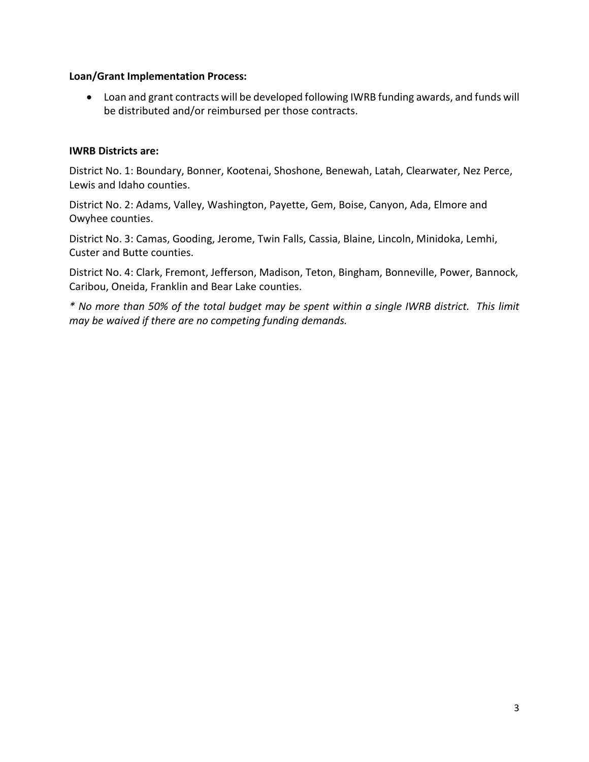**Loan/Grant Implementation Process:**

- Loan and grant contracts will be developed following IWRB funding awards, and funds will be distributed and/or reimbursed per those contracts.

**IWRB Districts are:**

District No. 1: Boundary, Bonner, Kootenai, Shoshone, Benewah, Latah, Clearwater, Nez Perce, Lewis and Idaho counties.

District No. 2: Adams, Valley, Washington, Payette, Gem, Boise, Canyon, Ada, Elmore and Owyhee counties.

District No. 3: Camas, Gooding, Jerome, Twin Falls, Cassia, Blaine, Lincoln, Minidoka, Lemhi, Custer and Butte counties.

District No. 4: Clark, Fremont, Jefferson, Madison, Teton, Bingham, Bonneville, Power, Bannock, Caribou, Oneida, Franklin and Bear Lake counties.

*\* No more than 50% of the total budget may be spent within a single IWRB district. This limit may be waived if there are no competing funding demands.*